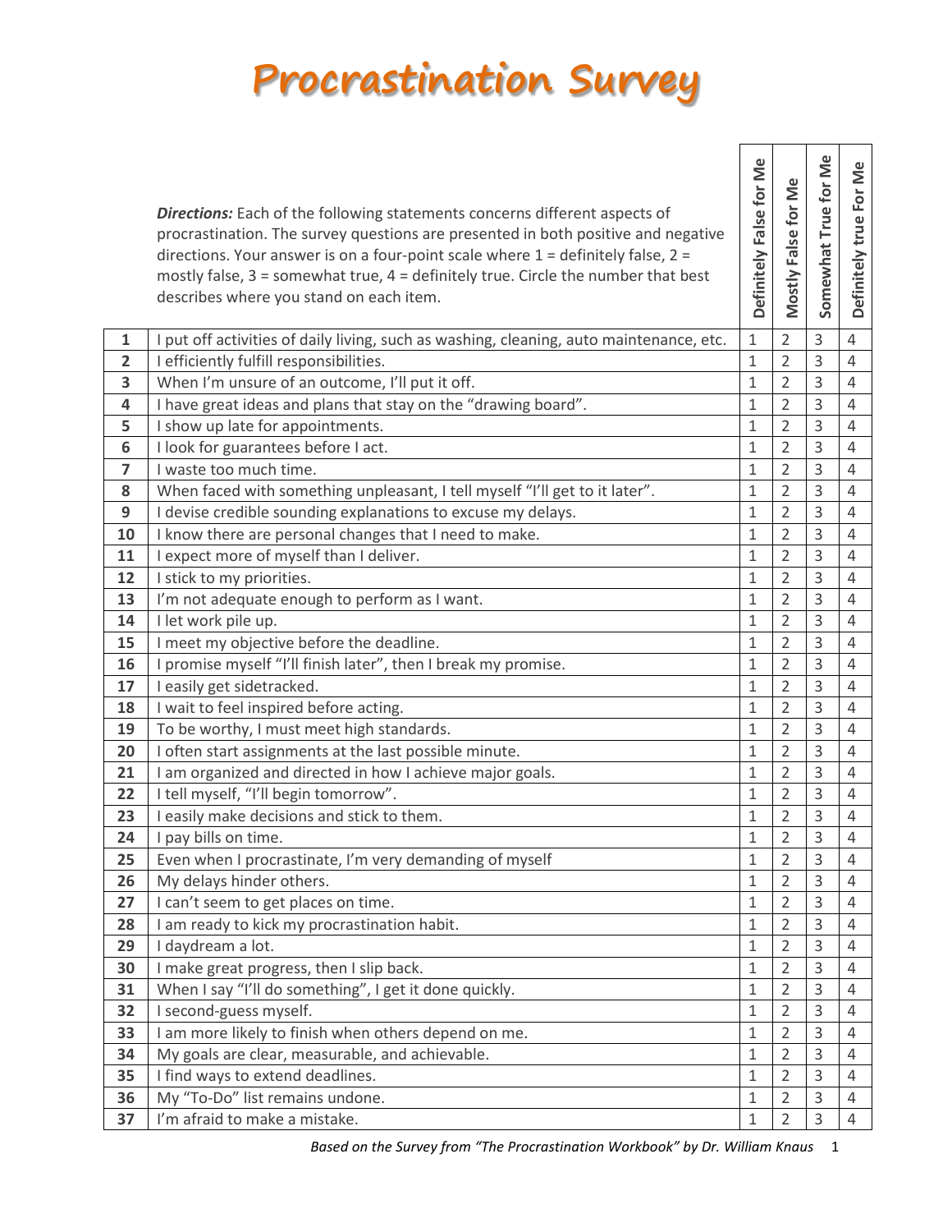# Procrastination Survey

| | ***Directions:*** Each of the following statements concerns different aspects of procrastination. The survey questions are presented in both positive and negative directions. Your answer is on a four-point scale where 1 = definitely false, 2 = mostly false, 3 = somewhat true, 4 = definitely true. Circle the number that best describes where you stand on each item. | Definitely False for Me | Mostly False for Me | Somewhat True for Me | Definitely true For Me |
|---|---|---|---|---|---|
| **1** | I put off activities of daily living, such as washing, cleaning, auto maintenance, etc. | 1 | 2 | 3 | 4 |
| **2** | I efficiently fulfill responsibilities. | 1 | 2 | 3 | 4 |
| **3** | When I'm unsure of an outcome, I'll put it off. | 1 | 2 | 3 | 4 |
| **4** | I have great ideas and plans that stay on the "drawing board". | 1 | 2 | 3 | 4 |
| **5** | I show up late for appointments. | 1 | 2 | 3 | 4 |
| **6** | I look for guarantees before I act. | 1 | 2 | 3 | 4 |
| **7** | I waste too much time. | 1 | 2 | 3 | 4 |
| **8** | When faced with something unpleasant, I tell myself "I'll get to it later". | 1 | 2 | 3 | 4 |
| **9** | I devise credible sounding explanations to excuse my delays. | 1 | 2 | 3 | 4 |
| **10** | I know there are personal changes that I need to make. | 1 | 2 | 3 | 4 |
| **11** | I expect more of myself than I deliver. | 1 | 2 | 3 | 4 |
| **12** | I stick to my priorities. | 1 | 2 | 3 | 4 |
| **13** | I'm not adequate enough to perform as I want. | 1 | 2 | 3 | 4 |
| **14** | I let work pile up. | 1 | 2 | 3 | 4 |
| **15** | I meet my objective before the deadline. | 1 | 2 | 3 | 4 |
| **16** | I promise myself "I'll finish later", then I break my promise. | 1 | 2 | 3 | 4 |
| **17** | I easily get sidetracked. | 1 | 2 | 3 | 4 |
| **18** | I wait to feel inspired before acting. | 1 | 2 | 3 | 4 |
| **19** | To be worthy, I must meet high standards. | 1 | 2 | 3 | 4 |
| **20** | I often start assignments at the last possible minute. | 1 | 2 | 3 | 4 |
| **21** | I am organized and directed in how I achieve major goals. | 1 | 2 | 3 | 4 |
| **22** | I tell myself, "I'll begin tomorrow". | 1 | 2 | 3 | 4 |
| **23** | I easily make decisions and stick to them. | 1 | 2 | 3 | 4 |
| **24** | I pay bills on time. | 1 | 2 | 3 | 4 |
| **25** | Even when I procrastinate, I'm very demanding of myself | 1 | 2 | 3 | 4 |
| **26** | My delays hinder others. | 1 | 2 | 3 | 4 |
| **27** | I can't seem to get places on time. | 1 | 2 | 3 | 4 |
| **28** | I am ready to kick my procrastination habit. | 1 | 2 | 3 | 4 |
| **29** | I daydream a lot. | 1 | 2 | 3 | 4 |
| **30** | I make great progress, then I slip back. | 1 | 2 | 3 | 4 |
| **31** | When I say "I'll do something", I get it done quickly. | 1 | 2 | 3 | 4 |
| **32** | I second-guess myself. | 1 | 2 | 3 | 4 |
| **33** | I am more likely to finish when others depend on me. | 1 | 2 | 3 | 4 |
| **34** | My goals are clear, measurable, and achievable. | 1 | 2 | 3 | 4 |
| **35** | I find ways to extend deadlines. | 1 | 2 | 3 | 4 |
| **36** | My "To-Do" list remains undone. | 1 | 2 | 3 | 4 |
| **37** | I'm afraid to make a mistake. | 1 | 2 | 3 | 4 |

*Based on the Survey from "The Procrastination Workbook" by Dr. William Knaus*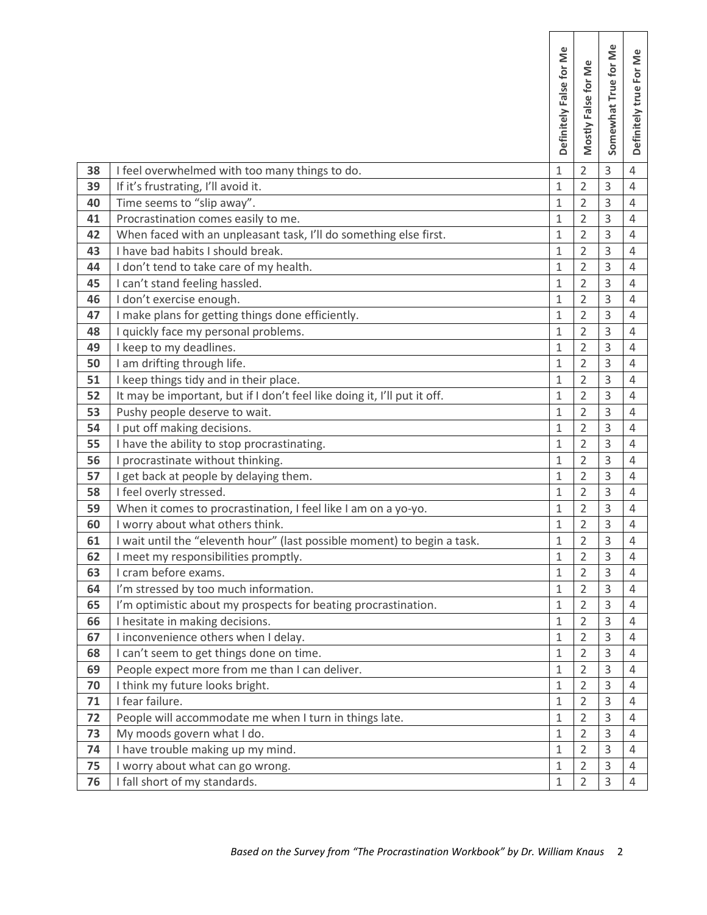| | | Definitely False for Me | Mostly False for Me | Somewhat True for Me | Definitely true For Me |
|---|---|---|---|---|---|
| **38** | I feel overwhelmed with too many things to do. | 1 | 2 | 3 | 4 |
| **39** | If it's frustrating, I'll avoid it. | 1 | 2 | 3 | 4 |
| **40** | Time seems to "slip away". | 1 | 2 | 3 | 4 |
| **41** | Procrastination comes easily to me. | 1 | 2 | 3 | 4 |
| **42** | When faced with an unpleasant task, I'll do something else first. | 1 | 2 | 3 | 4 |
| **43** | I have bad habits I should break. | 1 | 2 | 3 | 4 |
| **44** | I don't tend to take care of my health. | 1 | 2 | 3 | 4 |
| **45** | I can't stand feeling hassled. | 1 | 2 | 3 | 4 |
| **46** | I don't exercise enough. | 1 | 2 | 3 | 4 |
| **47** | I make plans for getting things done efficiently. | 1 | 2 | 3 | 4 |
| **48** | I quickly face my personal problems. | 1 | 2 | 3 | 4 |
| **49** | I keep to my deadlines. | 1 | 2 | 3 | 4 |
| **50** | I am drifting through life. | 1 | 2 | 3 | 4 |
| **51** | I keep things tidy and in their place. | 1 | 2 | 3 | 4 |
| **52** | It may be important, but if I don't feel like doing it, I'll put it off. | 1 | 2 | 3 | 4 |
| **53** | Pushy people deserve to wait. | 1 | 2 | 3 | 4 |
| **54** | I put off making decisions. | 1 | 2 | 3 | 4 |
| **55** | I have the ability to stop procrastinating. | 1 | 2 | 3 | 4 |
| **56** | I procrastinate without thinking. | 1 | 2 | 3 | 4 |
| **57** | I get back at people by delaying them. | 1 | 2 | 3 | 4 |
| **58** | I feel overly stressed. | 1 | 2 | 3 | 4 |
| **59** | When it comes to procrastination, I feel like I am on a yo-yo. | 1 | 2 | 3 | 4 |
| **60** | I worry about what others think. | 1 | 2 | 3 | 4 |
| **61** | I wait until the "eleventh hour" (last possible moment) to begin a task. | 1 | 2 | 3 | 4 |
| **62** | I meet my responsibilities promptly. | 1 | 2 | 3 | 4 |
| **63** | I cram before exams. | 1 | 2 | 3 | 4 |
| **64** | I'm stressed by too much information. | 1 | 2 | 3 | 4 |
| **65** | I'm optimistic about my prospects for beating procrastination. | 1 | 2 | 3 | 4 |
| **66** | I hesitate in making decisions. | 1 | 2 | 3 | 4 |
| **67** | I inconvenience others when I delay. | 1 | 2 | 3 | 4 |
| **68** | I can't seem to get things done on time. | 1 | 2 | 3 | 4 |
| **69** | People expect more from me than I can deliver. | 1 | 2 | 3 | 4 |
| **70** | I think my future looks bright. | 1 | 2 | 3 | 4 |
| **71** | I fear failure. | 1 | 2 | 3 | 4 |
| **72** | People will accommodate me when I turn in things late. | 1 | 2 | 3 | 4 |
| **73** | My moods govern what I do. | 1 | 2 | 3 | 4 |
| **74** | I have trouble making up my mind. | 1 | 2 | 3 | 4 |
| **75** | I worry about what can go wrong. | 1 | 2 | 3 | 4 |
| **76** | I fall short of my standards. | 1 | 2 | 3 | 4 |

*Based on the Survey from "The Procrastination Workbook" by Dr. William Knaus*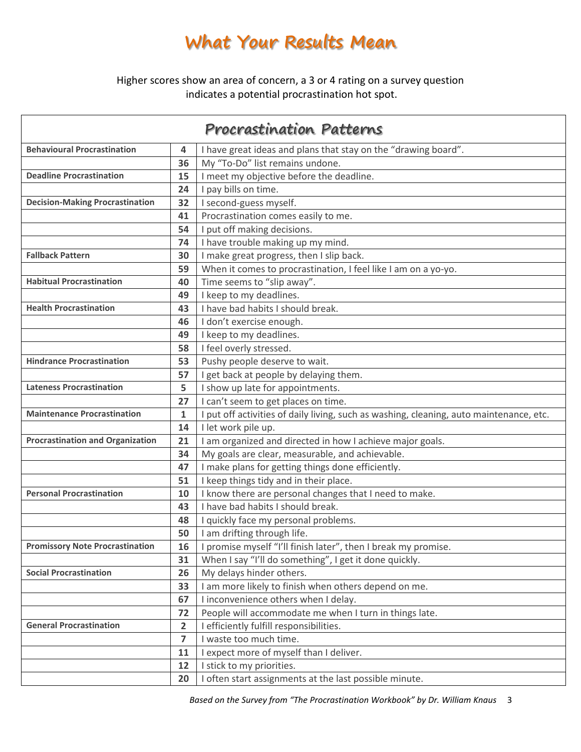# What Your Results Mean

Higher scores show an area of concern, a 3 or 4 rating on a survey question indicates a potential procrastination hot spot.

| Procrastination Patterns | | |
|---|---|---|
| **Behavioural Procrastination** | **4** | I have great ideas and plans that stay on the "drawing board". |
| | **36** | My "To-Do" list remains undone. |
| **Deadline Procrastination** | **15** | I meet my objective before the deadline. |
| | **24** | I pay bills on time. |
| **Decision-Making Procrastination** | **32** | I second-guess myself. |
| | **41** | Procrastination comes easily to me. |
| | **54** | I put off making decisions. |
| | **74** | I have trouble making up my mind. |
| **Fallback Pattern** | **30** | I make great progress, then I slip back. |
| | **59** | When it comes to procrastination, I feel like I am on a yo-yo. |
| **Habitual Procrastination** | **40** | Time seems to "slip away". |
| | **49** | I keep to my deadlines. |
| **Health Procrastination** | **43** | I have bad habits I should break. |
| | **46** | I don't exercise enough. |
| | **49** | I keep to my deadlines. |
| | **58** | I feel overly stressed. |
| **Hindrance Procrastination** | **53** | Pushy people deserve to wait. |
| | **57** | I get back at people by delaying them. |
| **Lateness Procrastination** | **5** | I show up late for appointments. |
| | **27** | I can't seem to get places on time. |
| **Maintenance Procrastination** | **1** | I put off activities of daily living, such as washing, cleaning, auto maintenance, etc. |
| | **14** | I let work pile up. |
| **Procrastination and Organization** | **21** | I am organized and directed in how I achieve major goals. |
| | **34** | My goals are clear, measurable, and achievable. |
| | **47** | I make plans for getting things done efficiently. |
| | **51** | I keep things tidy and in their place. |
| **Personal Procrastination** | **10** | I know there are personal changes that I need to make. |
| | **43** | I have bad habits I should break. |
| | **48** | I quickly face my personal problems. |
| | **50** | I am drifting through life. |
| **Promissory Note Procrastination** | **16** | I promise myself "I'll finish later", then I break my promise. |
| | **31** | When I say "I'll do something", I get it done quickly. |
| **Social Procrastination** | **26** | My delays hinder others. |
| | **33** | I am more likely to finish when others depend on me. |
| | **67** | I inconvenience others when I delay. |
| | **72** | People will accommodate me when I turn in things late. |
| **General Procrastination** | **2** | I efficiently fulfill responsibilities. |
| | **7** | I waste too much time. |
| | **11** | I expect more of myself than I deliver. |
| | **12** | I stick to my priorities. |
| | **20** | I often start assignments at the last possible minute. |

*Based on the Survey from "The Procrastination Workbook" by Dr. William Knaus*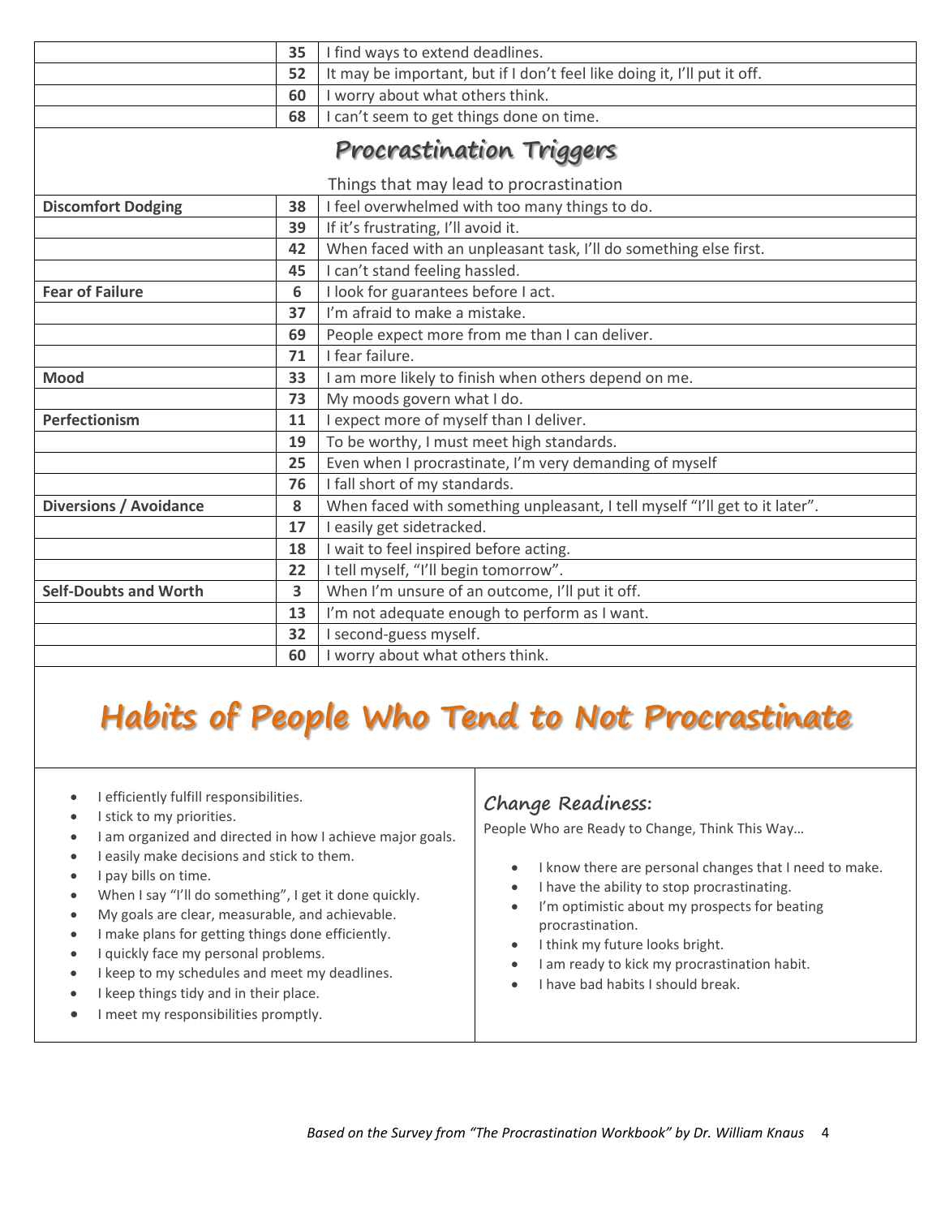| | | |
|---|---|---|
| | **35** | I find ways to extend deadlines. |
| | **52** | It may be important, but if I don't feel like doing it, I'll put it off. |
| | **60** | I worry about what others think. |
| | **68** | I can't seem to get things done on time. |

## Procrastination Triggers

Things that may lead to procrastination

| | | |
|---|---|---|
| **Discomfort Dodging** | **38** | I feel overwhelmed with too many things to do. |
| | **39** | If it's frustrating, I'll avoid it. |
| | **42** | When faced with an unpleasant task, I'll do something else first. |
| | **45** | I can't stand feeling hassled. |
| **Fear of Failure** | **6** | I look for guarantees before I act. |
| | **37** | I'm afraid to make a mistake. |
| | **69** | People expect more from me than I can deliver. |
| | **71** | I fear failure. |
| **Mood** | **33** | I am more likely to finish when others depend on me. |
| | **73** | My moods govern what I do. |
| **Perfectionism** | **11** | I expect more of myself than I deliver. |
| | **19** | To be worthy, I must meet high standards. |
| | **25** | Even when I procrastinate, I'm very demanding of myself |
| | **76** | I fall short of my standards. |
| **Diversions / Avoidance** | **8** | When faced with something unpleasant, I tell myself "I'll get to it later". |
| | **17** | I easily get sidetracked. |
| | **18** | I wait to feel inspired before acting. |
| | **22** | I tell myself, "I'll begin tomorrow". |
| **Self-Doubts and Worth** | **3** | When I'm unsure of an outcome, I'll put it off. |
| | **13** | I'm not adequate enough to perform as I want. |
| | **32** | I second-guess myself. |
| | **60** | I worry about what others think. |

# Habits of People Who Tend to Not Procrastinate

- I efficiently fulfill responsibilities.
- I stick to my priorities.
- I am organized and directed in how I achieve major goals.
- I easily make decisions and stick to them.
- I pay bills on time.
- When I say "I'll do something", I get it done quickly.
- My goals are clear, measurable, and achievable.
- I make plans for getting things done efficiently.
- I quickly face my personal problems.
- I keep to my schedules and meet my deadlines.
- I keep things tidy and in their place.
- I meet my responsibilities promptly.

### Change Readiness:

People Who are Ready to Change, Think This Way…

- I know there are personal changes that I need to make.
- I have the ability to stop procrastinating.
- I'm optimistic about my prospects for beating procrastination.
- I think my future looks bright.
- I am ready to kick my procrastination habit.
- I have bad habits I should break.

*Based on the Survey from "The Procrastination Workbook" by Dr. William Knaus*